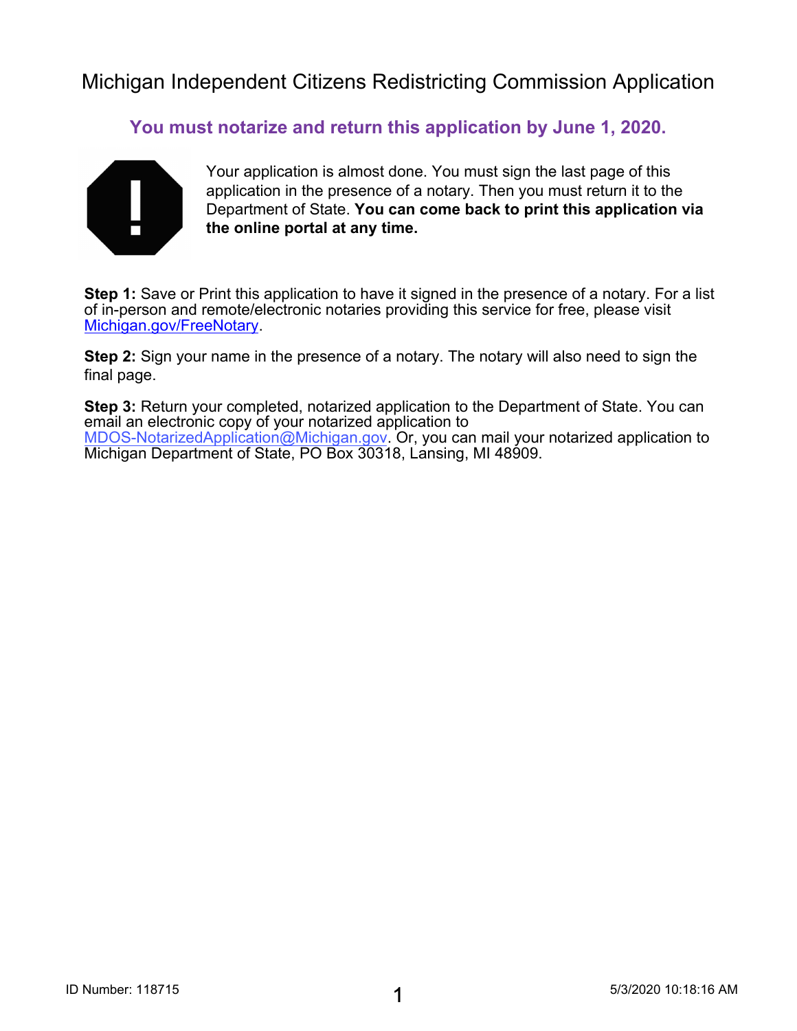# Michigan Independent Citizens Redistricting Commission Application

**You must notarize and return this application by June 1, 2020.**

Your application is almost done. You must sign the last page of this application in the presence of a notary. Then you must return it to the Department of State. **You can come back to print this application via the online portal at any time.**

**Step 1:** Save or Print this application to have it signed in the presence of a notary. For a list of in-person and remote/electronic notaries providing this service for free, please visit Michigan.gov/FreeNotary.

**Step 2:** Sign your name in the presence of a notary. The notary will also need to sign the final page.

**Step 3:** Return your completed, notarized application to the Department of State. You can email an electronic copy of your notarized application to MDOS-NotarizedApplication@Michigan.gov. Or, you can mail your notarized application to Michigan Department of State, PO Box 30318, Lansing, MI 48909.

ID Number: 118715

5/3/2020 10:18:16 AM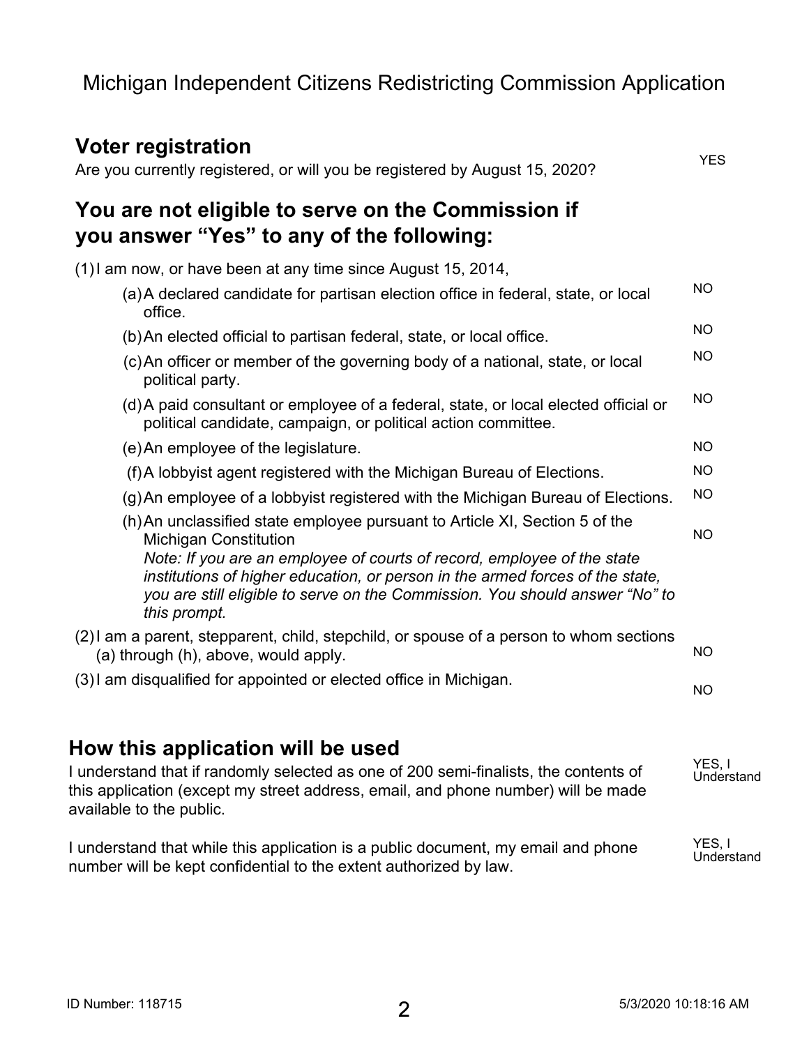# Michigan Independent Citizens Redistricting Commission Application

## Voter registration

Are you currently registered, or will you be registered by August 15, 2020? YES

## You are not eligible to serve on the Commission if you answer "Yes" to any of the following:

(1) I am now, or have been at any time since August 15, 2014,

- (a) A declared candidate for partisan election office in federal, state, or local office. NO
- (b) An elected official to partisan federal, state, or local office. NO
- (c) An officer or member of the governing body of a national, state, or local political party. NO
- (d) A paid consultant or employee of a federal, state, or local elected official or political candidate, campaign, or political action committee. NO
- (e) An employee of the legislature. NO
- (f) A lobbyist agent registered with the Michigan Bureau of Elections. NO
- (g) An employee of a lobbyist registered with the Michigan Bureau of Elections. NO
- (h) An unclassified state employee pursuant to Article XI, Section 5 of the Michigan Constitution NO
  *Note: If you are an employee of courts of record, employee of the state institutions of higher education, or person in the armed forces of the state, you are still eligible to serve on the Commission. You should answer "No" to this prompt.*

(2) I am a parent, stepparent, child, stepchild, or spouse of a person to whom sections (a) through (h), above, would apply. NO

(3) I am disqualified for appointed or elected office in Michigan. NO

## How this application will be used

I understand that if randomly selected as one of 200 semi-finalists, the contents of this application (except my street address, email, and phone number) will be made available to the public. YES, I Understand

I understand that while this application is a public document, my email and phone number will be kept confidential to the extent authorized by law. YES, I Understand

ID Number: 118715 5/3/2020 10:18:16 AM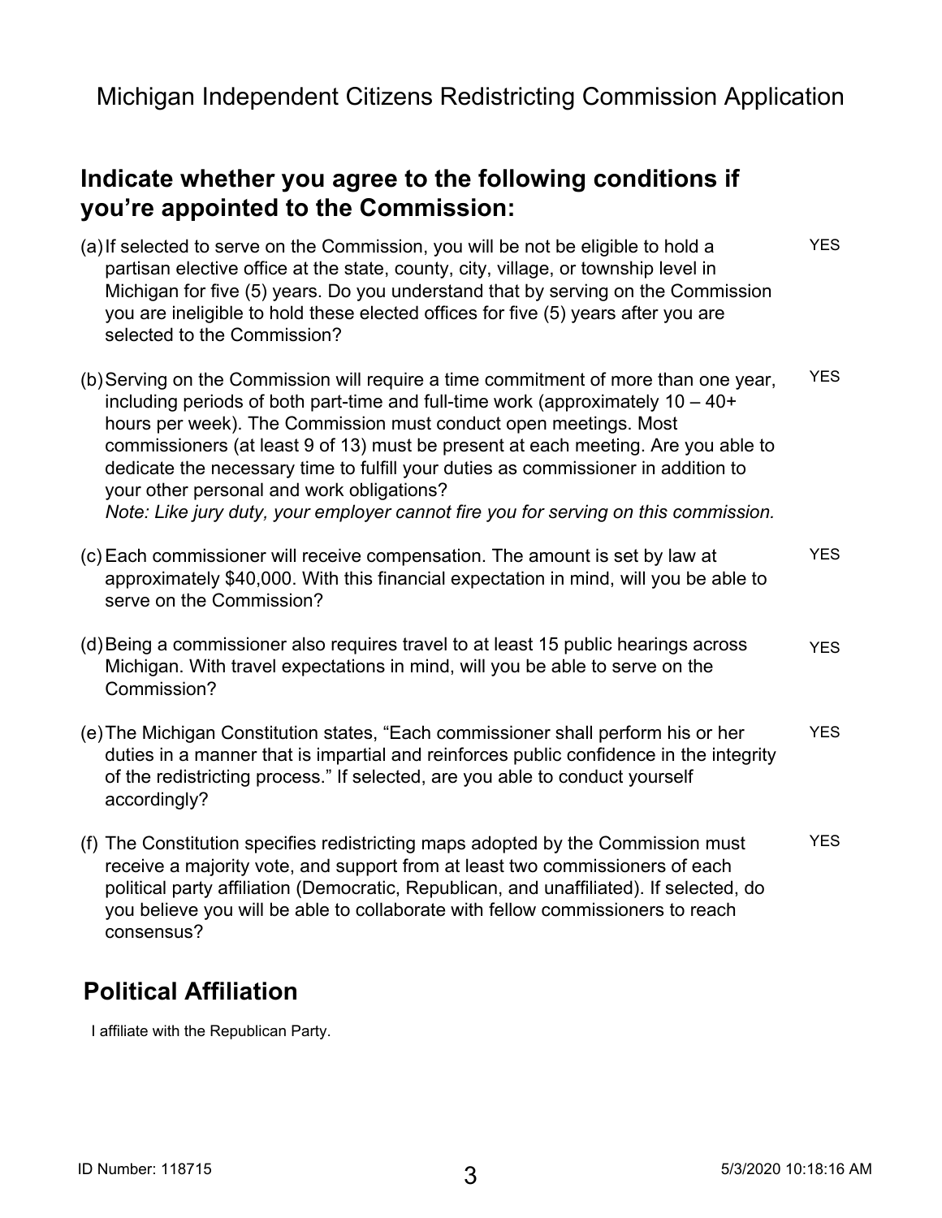Michigan Independent Citizens Redistricting Commission Application

## Indicate whether you agree to the following conditions if you're appointed to the Commission:

(a) If selected to serve on the Commission, you will be not be eligible to hold a partisan elective office at the state, county, city, village, or township level in Michigan for five (5) years. Do you understand that by serving on the Commission you are ineligible to hold these elected offices for five (5) years after you are selected to the Commission?

YES

(b) Serving on the Commission will require a time commitment of more than one year, including periods of both part-time and full-time work (approximately 10 – 40+ hours per week). The Commission must conduct open meetings. Most commissioners (at least 9 of 13) must be present at each meeting. Are you able to dedicate the necessary time to fulfill your duties as commissioner in addition to your other personal and work obligations?
*Note: Like jury duty, your employer cannot fire you for serving on this commission.*

YES

(c) Each commissioner will receive compensation. The amount is set by law at approximately $40,000. With this financial expectation in mind, will you be able to serve on the Commission?

YES

(d) Being a commissioner also requires travel to at least 15 public hearings across Michigan. With travel expectations in mind, will you be able to serve on the Commission?

YES

(e) The Michigan Constitution states, "Each commissioner shall perform his or her duties in a manner that is impartial and reinforces public confidence in the integrity of the redistricting process." If selected, are you able to conduct yourself accordingly?

YES

(f) The Constitution specifies redistricting maps adopted by the Commission must receive a majority vote, and support from at least two commissioners of each political party affiliation (Democratic, Republican, and unaffiliated). If selected, do you believe you will be able to collaborate with fellow commissioners to reach consensus?

YES

## Political Affiliation

I affiliate with the Republican Party.

ID Number: 118715

5/3/2020 10:18:16 AM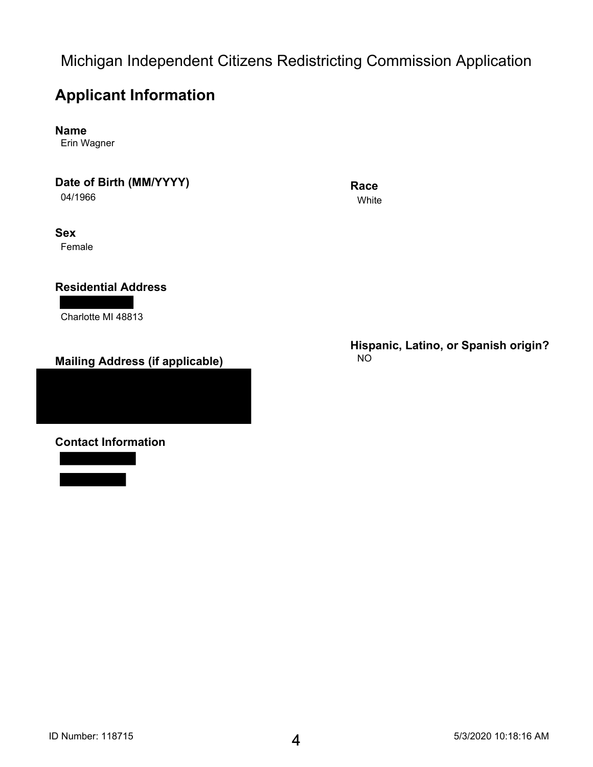# Michigan Independent Citizens Redistricting Commission Application

## Applicant Information

**Name**
Erin Wagner

**Date of Birth (MM/YYYY)**
04/1966

**Race**
White

**Sex**
Female

**Residential Address**
Charlotte MI 48813

**Hispanic, Latino, or Spanish origin?**
NO

**Mailing Address (if applicable)**

**Contact Information**

ID Number: 118715

5/3/2020 10:18:16 AM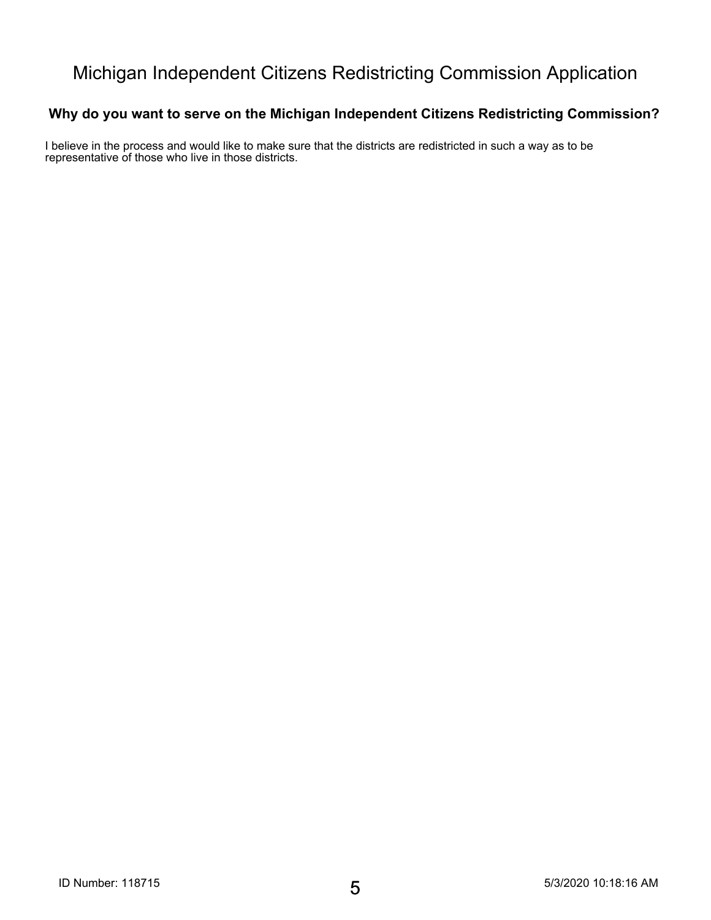# Michigan Independent Citizens Redistricting Commission Application

## Why do you want to serve on the Michigan Independent Citizens Redistricting Commission?

I believe in the process and would like to make sure that the districts are redistricted in such a way as to be representative of those who live in those districts.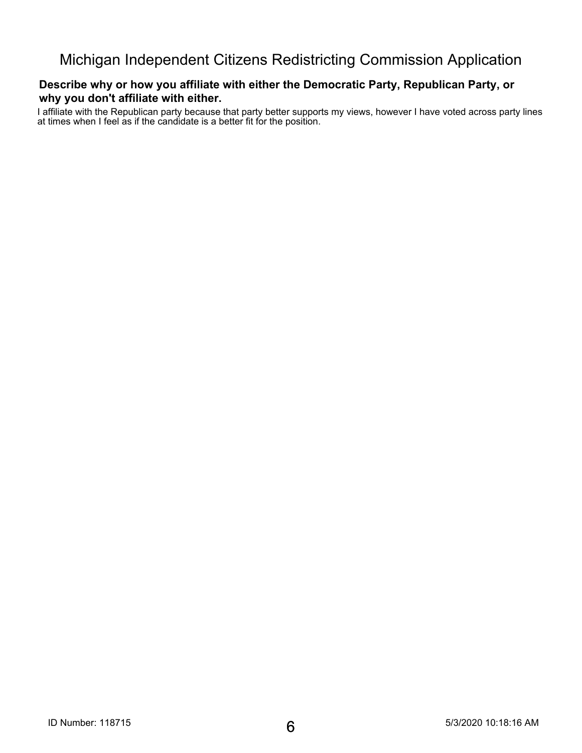# Michigan Independent Citizens Redistricting Commission Application

**Describe why or how you affiliate with either the Democratic Party, Republican Party, or why you don't affiliate with either.**

I affiliate with the Republican party because that party better supports my views, however I have voted across party lines at times when I feel as if the candidate is a better fit for the position.

ID Number: 118715

5/3/2020 10:18:16 AM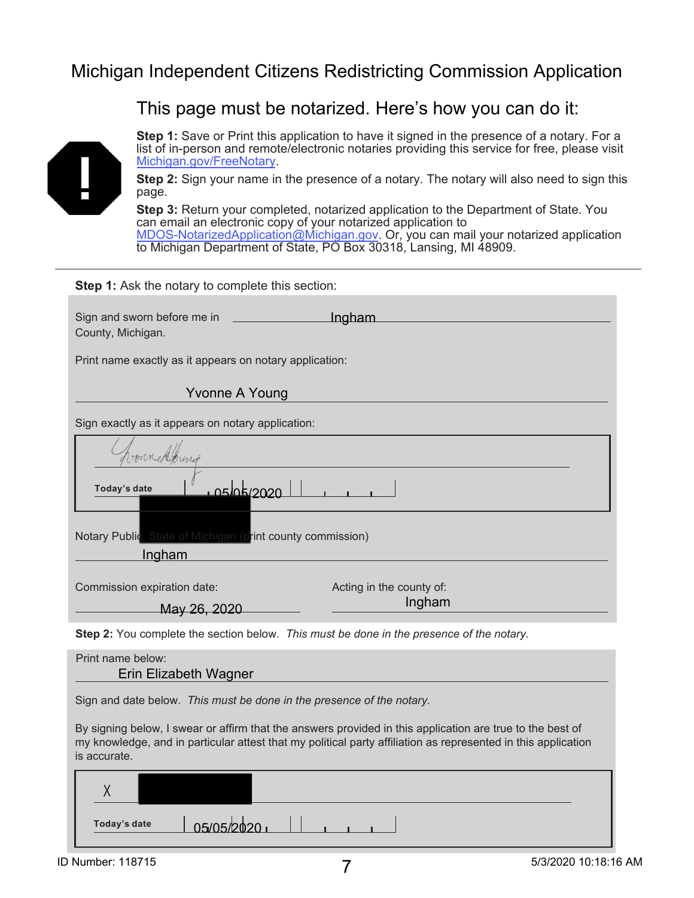# Michigan Independent Citizens Redistricting Commission Application

## This page must be notarized. Here's how you can do it:

**Step 1:** Save or Print this application to have it signed in the presence of a notary. For a list of in-person and remote/electronic notaries providing this service for free, please visit Michigan.gov/FreeNotary.

**Step 2:** Sign your name in the presence of a notary. The notary will also need to sign this page.

**Step 3:** Return your completed, notarized application to the Department of State. You can email an electronic copy of your notarized application to MDOS-NotarizedApplication@Michigan.gov. Or, you can mail your notarized application to Michigan Department of State, PO Box 30318, Lansing, MI 48909.

---

**Step 1:** Ask the notary to complete this section:

Sign and sworn before me in Ingham County, Michigan.

Print name exactly as it appears on notary application:

Yvonne A Young

Sign exactly as it appears on notary application:

Yvonne A Young

**Today's date** 05/05/2020

Notary Public, State of Michigan (print county commission)

Ingham

Commission expiration date: May 26, 2020

Acting in the county of: Ingham

**Step 2:** You complete the section below. *This must be done in the presence of the notary.*

Print name below:

Erin Elizabeth Wagner

Sign and date below. *This must be done in the presence of the notary.*

By signing below, I swear or affirm that the answers provided in this application are true to the best of my knowledge, and in particular attest that my political party affiliation as represented in this application is accurate.

X

**Today's date** 05/05/2020

ID Number: 118715

5/3/2020 10:18:16 AM